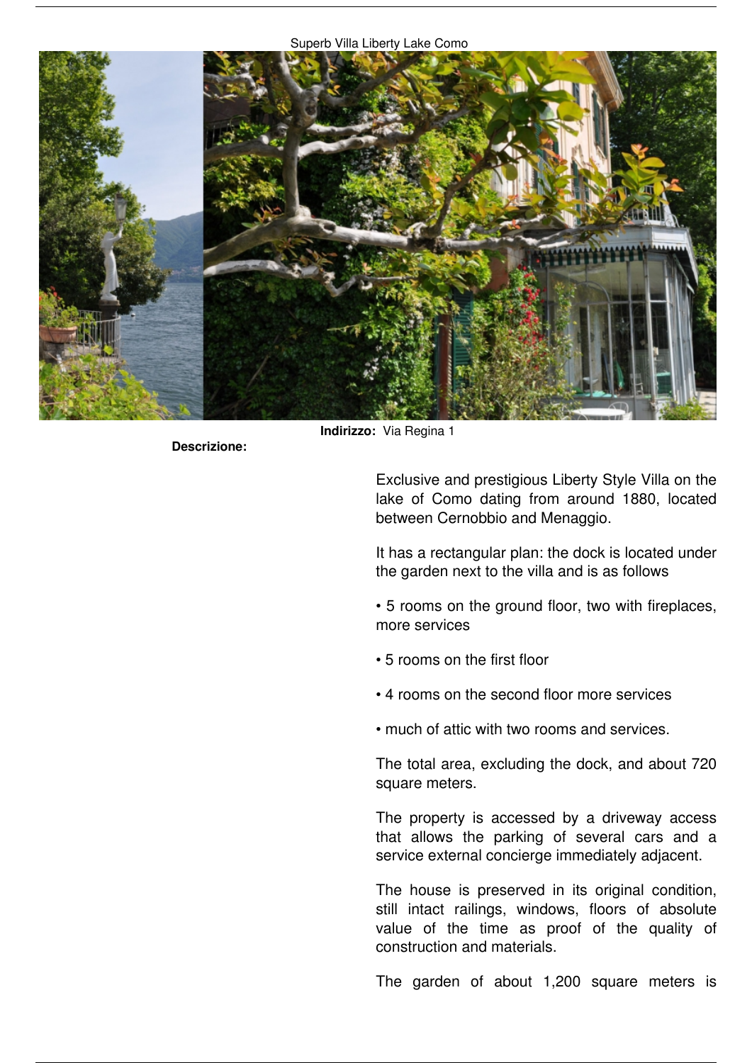Superb Villa Liberty Lake Como

**Indirizzo:** Via Regina 1

**Descrizione:**

Exclusive and prestigious Liberty Style Villa on the lake of Como dating from around 1880, located between Cernobbio and Menaggio.

It has a rectangular plan: the dock is located under the garden next to the villa and is as follows

• 5 rooms on the ground floor, two with fireplaces, more services

• 5 rooms on the first floor

• 4 rooms on the second floor more services

• much of attic with two rooms and services.

The total area, excluding the dock, and about 720 square meters.

The property is accessed by a driveway access that allows the parking of several cars and a service external concierge immediately adjacent.

The house is preserved in its original condition, still intact railings, windows, floors of absolute value of the time as proof of the quality of construction and materials.

The garden of about 1,200 square meters is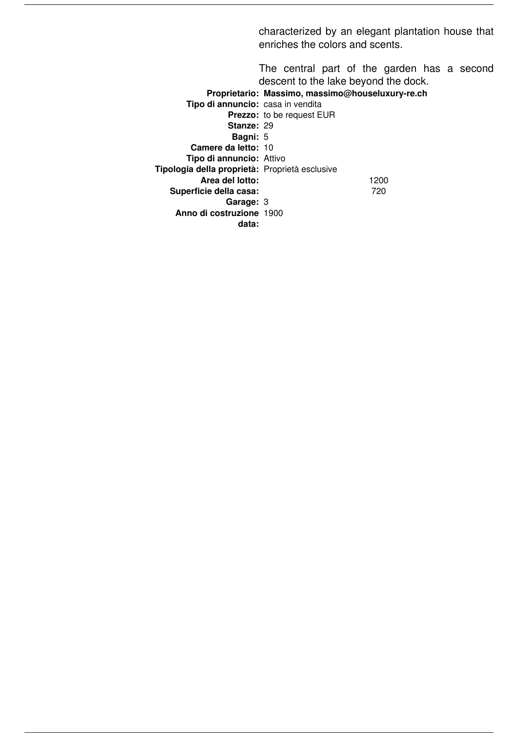characterized by an elegant plantation house that enriches the colors and scents.

The central part of the garden has a second descent to the lake beyond the dock.

| | |
|---|---|
| **Proprietario:** | **Massimo, massimo@houseluxury-re.ch** |
| **Tipo di annuncio:** | casa in vendita |
| **Prezzo:** | to be request EUR |
| **Stanze:** | 29 |
| **Bagni:** | 5 |
| **Camere da letto:** | 10 |
| **Tipo di annuncio:** | Attivo |
| **Tipologia della proprietà:** | Proprietà esclusive |
| **Area del lotto:** | 1200 |
| **Superficie della casa:** | 720 |
| **Garage:** | 3 |
| **Anno di costruzione data:** | 1900 |